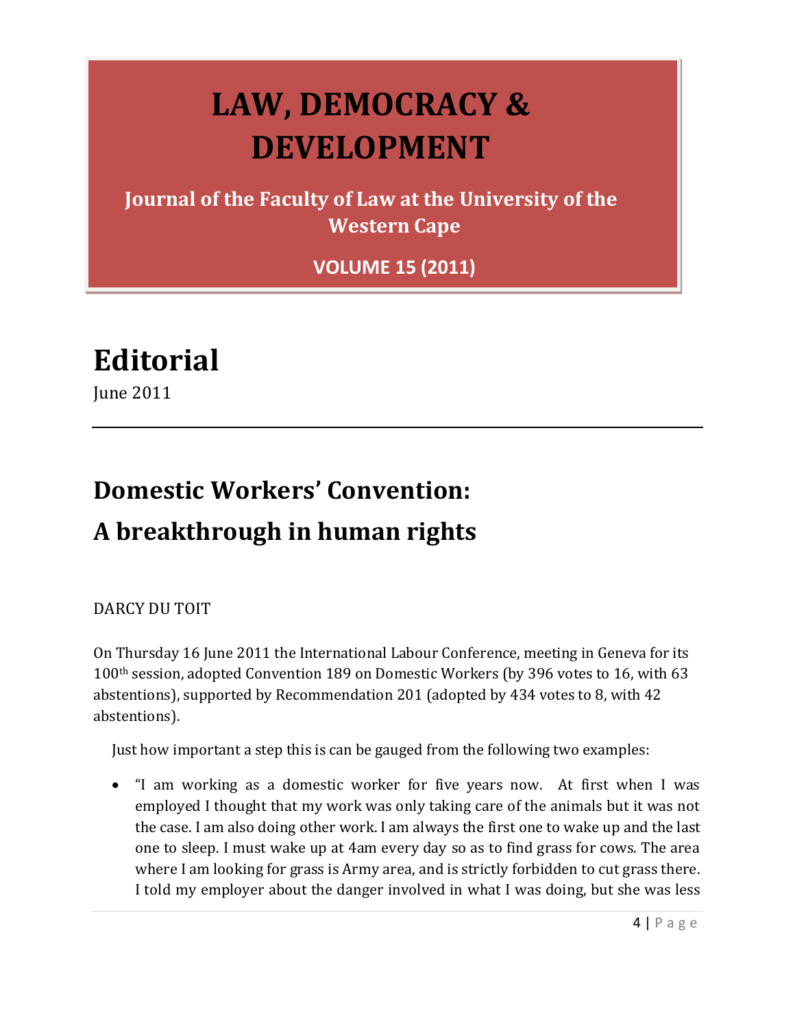# LAW, DEMOCRACY & DEVELOPMENT

**Journal of the Faculty of Law at the University of the Western Cape**

**VOLUME 15 (2011)**

# Editorial

June 2011

## Domestic Workers' Convention: A breakthrough in human rights

DARCY DU TOIT

On Thursday 16 June 2011 the International Labour Conference, meeting in Geneva for its 100th session, adopted Convention 189 on Domestic Workers (by 396 votes to 16, with 63 abstentions), supported by Recommendation 201 (adopted by 434 votes to 8, with 42 abstentions).

Just how important a step this is can be gauged from the following two examples:

- "I am working as a domestic worker for five years now. At first when I was employed I thought that my work was only taking care of the animals but it was not the case. I am also doing other work. I am always the first one to wake up and the last one to sleep. I must wake up at 4am every day so as to find grass for cows. The area where I am looking for grass is Army area, and is strictly forbidden to cut grass there. I told my employer about the danger involved in what I was doing, but she was less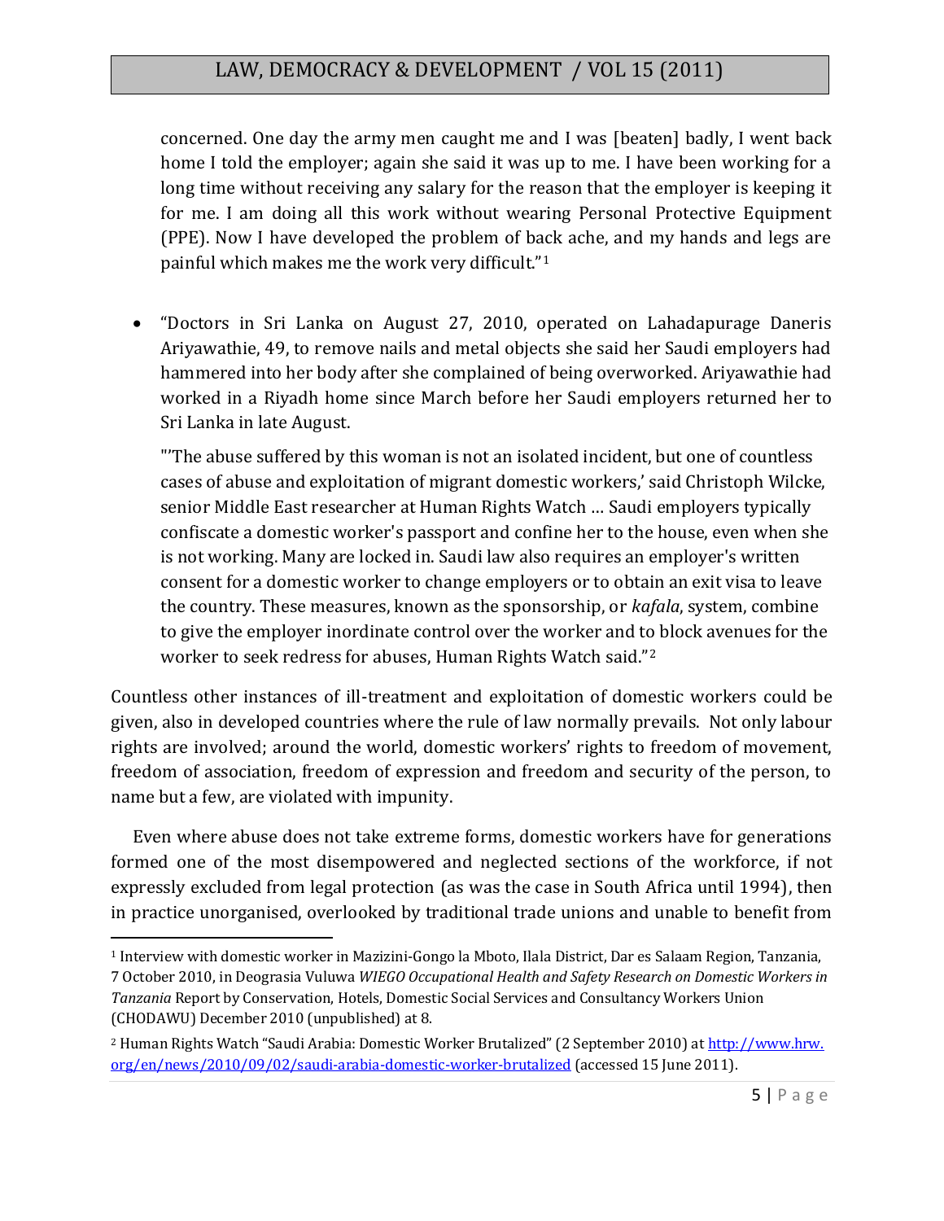concerned. One day the army men caught me and I was [beaten] badly, I went back home I told the employer; again she said it was up to me. I have been working for a long time without receiving any salary for the reason that the employer is keeping it for me. I am doing all this work without wearing Personal Protective Equipment (PPE). Now I have developed the problem of back ache, and my hands and legs are painful which makes me the work very difficult."[1]

- "Doctors in Sri Lanka on August 27, 2010, operated on Lahadapurage Daneris Ariyawathie, 49, to remove nails and metal objects she said her Saudi employers had hammered into her body after she complained of being overworked. Ariyawathie had worked in a Riyadh home since March before her Saudi employers returned her to Sri Lanka in late August.

  "'The abuse suffered by this woman is not an isolated incident, but one of countless cases of abuse and exploitation of migrant domestic workers,' said Christoph Wilcke, senior Middle East researcher at Human Rights Watch … Saudi employers typically confiscate a domestic worker's passport and confine her to the house, even when she is not working. Many are locked in. Saudi law also requires an employer's written consent for a domestic worker to change employers or to obtain an exit visa to leave the country. These measures, known as the sponsorship, or *kafala*, system, combine to give the employer inordinate control over the worker and to block avenues for the worker to seek redress for abuses, Human Rights Watch said."[2]

Countless other instances of ill-treatment and exploitation of domestic workers could be given, also in developed countries where the rule of law normally prevails. Not only labour rights are involved; around the world, domestic workers' rights to freedom of movement, freedom of association, freedom of expression and freedom and security of the person, to name but a few, are violated with impunity.

Even where abuse does not take extreme forms, domestic workers have for generations formed one of the most disempowered and neglected sections of the workforce, if not expressly excluded from legal protection (as was the case in South Africa until 1994), then in practice unorganised, overlooked by traditional trade unions and unable to benefit from

---

[1] Interview with domestic worker in Mazizini-Gongo la Mboto, Ilala District, Dar es Salaam Region, Tanzania, 7 October 2010, in Deograsia Vuluwa *WIEGO Occupational Health and Safety Research on Domestic Workers in Tanzania* Report by Conservation, Hotels, Domestic Social Services and Consultancy Workers Union (CHODAWU) December 2010 (unpublished) at 8.

[2] Human Rights Watch "Saudi Arabia: Domestic Worker Brutalized" (2 September 2010) at http://www.hrw.org/en/news/2010/09/02/saudi-arabia-domestic-worker-brutalized (accessed 15 June 2011).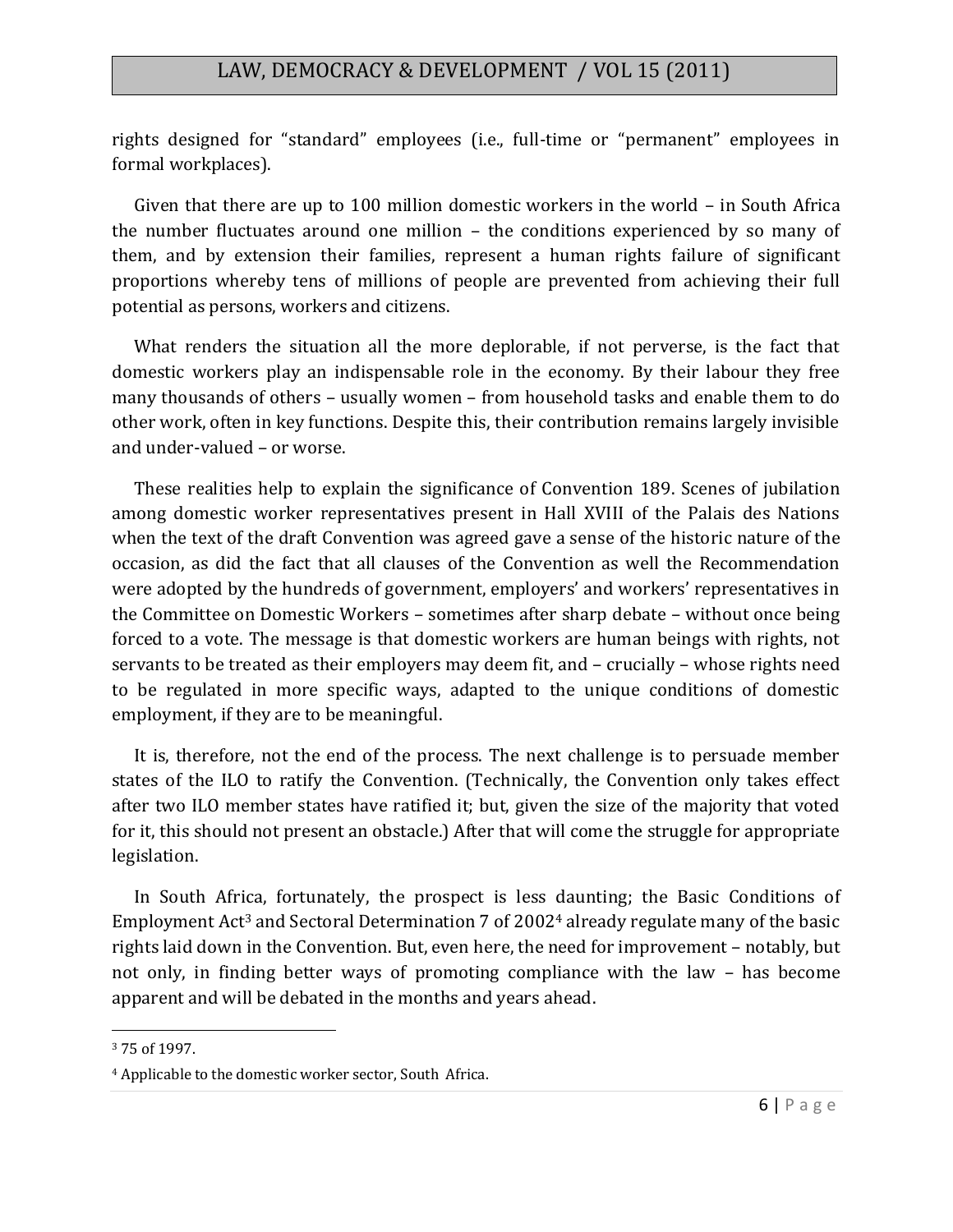rights designed for "standard" employees (i.e., full-time or "permanent" employees in formal workplaces).

Given that there are up to 100 million domestic workers in the world – in South Africa the number fluctuates around one million – the conditions experienced by so many of them, and by extension their families, represent a human rights failure of significant proportions whereby tens of millions of people are prevented from achieving their full potential as persons, workers and citizens.

What renders the situation all the more deplorable, if not perverse, is the fact that domestic workers play an indispensable role in the economy. By their labour they free many thousands of others – usually women – from household tasks and enable them to do other work, often in key functions. Despite this, their contribution remains largely invisible and under-valued – or worse.

These realities help to explain the significance of Convention 189. Scenes of jubilation among domestic worker representatives present in Hall XVIII of the Palais des Nations when the text of the draft Convention was agreed gave a sense of the historic nature of the occasion, as did the fact that all clauses of the Convention as well the Recommendation were adopted by the hundreds of government, employers' and workers' representatives in the Committee on Domestic Workers – sometimes after sharp debate – without once being forced to a vote. The message is that domestic workers are human beings with rights, not servants to be treated as their employers may deem fit, and – crucially – whose rights need to be regulated in more specific ways, adapted to the unique conditions of domestic employment, if they are to be meaningful.

It is, therefore, not the end of the process. The next challenge is to persuade member states of the ILO to ratify the Convention. (Technically, the Convention only takes effect after two ILO member states have ratified it; but, given the size of the majority that voted for it, this should not present an obstacle.) After that will come the struggle for appropriate legislation.

In South Africa, fortunately, the prospect is less daunting; the Basic Conditions of Employment Act[3] and Sectoral Determination 7 of 2002[4] already regulate many of the basic rights laid down in the Convention. But, even here, the need for improvement – notably, but not only, in finding better ways of promoting compliance with the law – has become apparent and will be debated in the months and years ahead.

---

[3] 75 of 1997.

[4] Applicable to the domestic worker sector, South Africa.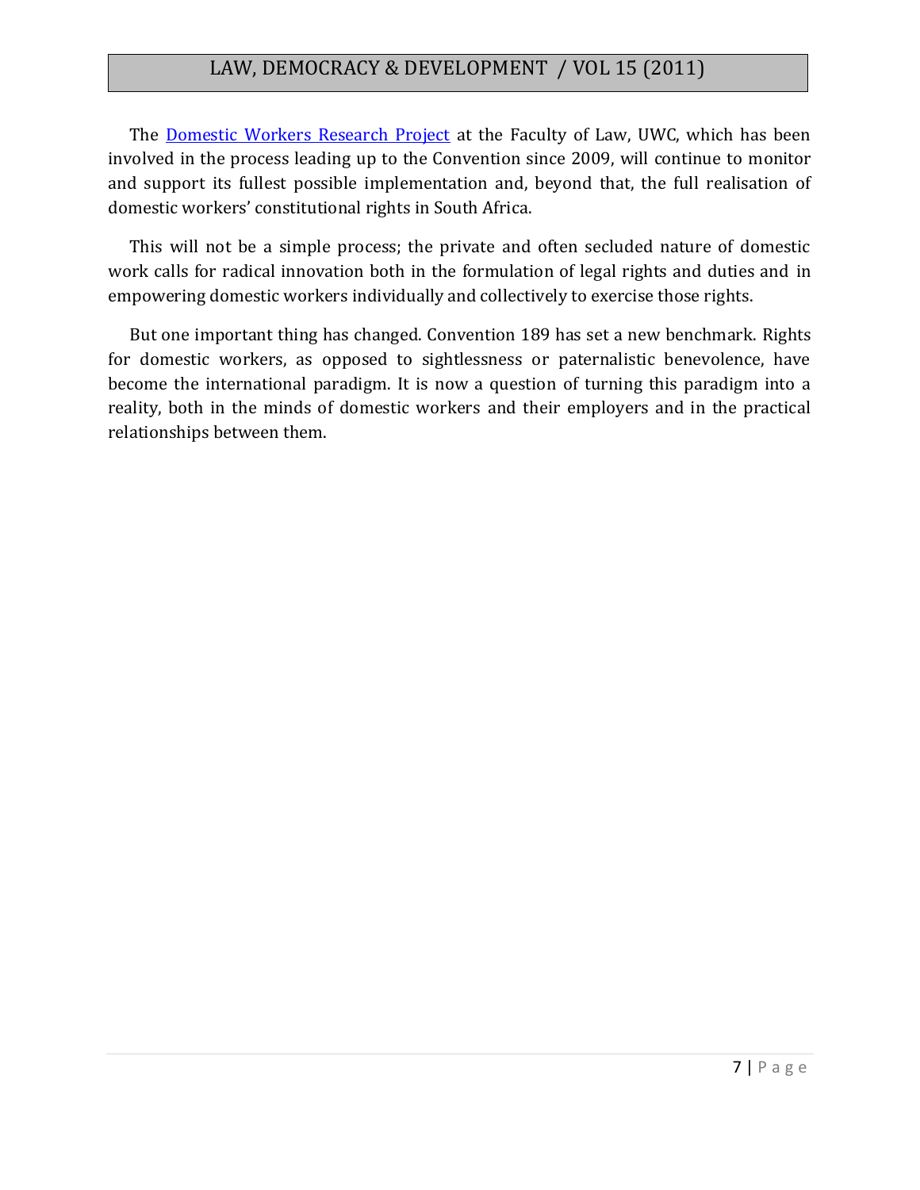The [Domestic Workers Research Project](Domestic Workers Research Project) at the Faculty of Law, UWC, which has been involved in the process leading up to the Convention since 2009, will continue to monitor and support its fullest possible implementation and, beyond that, the full realisation of domestic workers' constitutional rights in South Africa.

This will not be a simple process; the private and often secluded nature of domestic work calls for radical innovation both in the formulation of legal rights and duties and in empowering domestic workers individually and collectively to exercise those rights.

But one important thing has changed. Convention 189 has set a new benchmark. Rights for domestic workers, as opposed to sightlessness or paternalistic benevolence, have become the international paradigm. It is now a question of turning this paradigm into a reality, both in the minds of domestic workers and their employers and in the practical relationships between them.